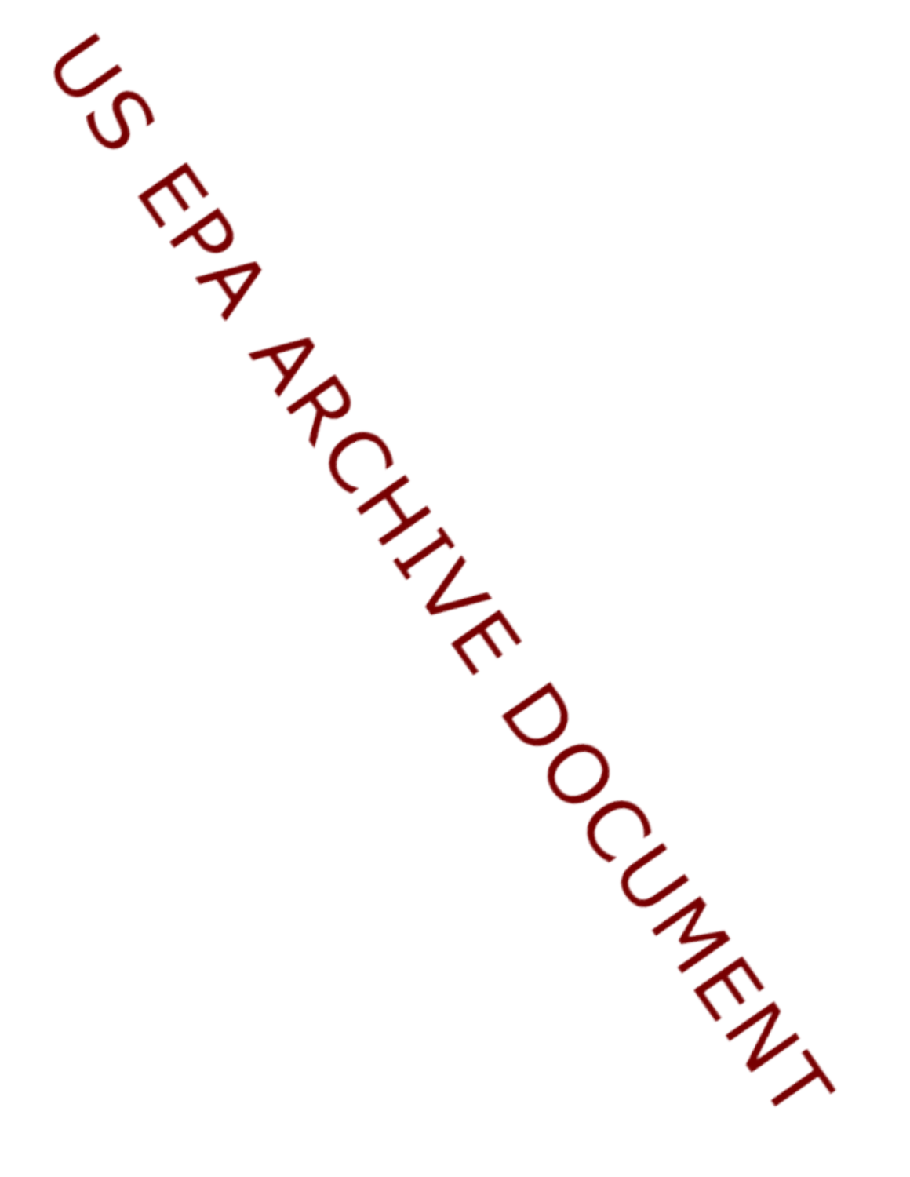US EPA ARCHIVE DOCUMENT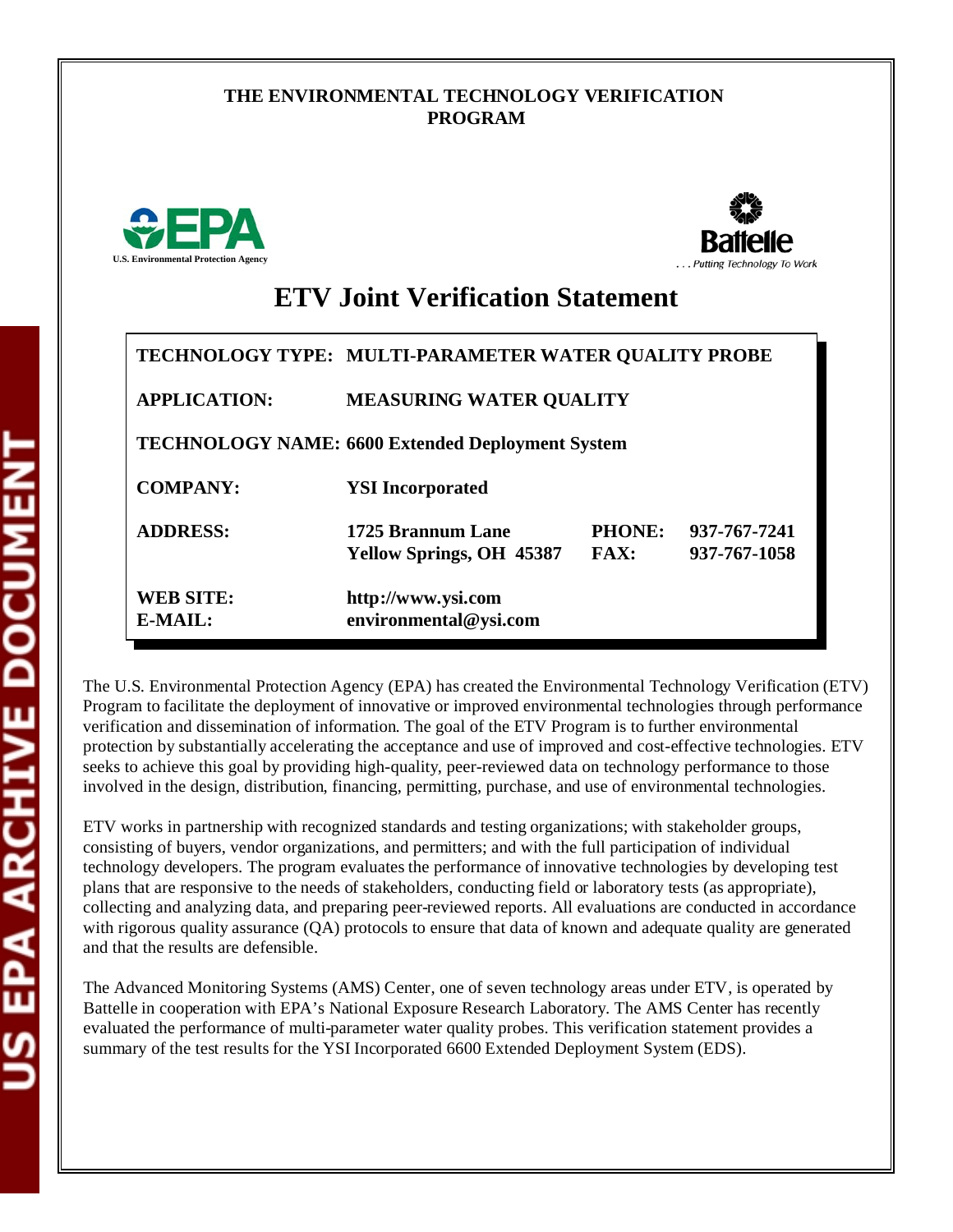**THE ENVIRONMENTAL TECHNOLOGY VERIFICATION PROGRAM**

# ETV Joint Verification Statement

| | | | |
|---|---|---|---|
| **TECHNOLOGY TYPE:** | **MULTI-PARAMETER WATER QUALITY PROBE** | | |
| **APPLICATION:** | **MEASURING WATER QUALITY** | | |
| **TECHNOLOGY NAME:** | **6600 Extended Deployment System** | | |
| **COMPANY:** | **YSI Incorporated** | | |
| **ADDRESS:** | **1725 Brannum Lane Yellow Springs, OH 45387** | **PHONE: FAX:** | **937-767-7241 937-767-1058** |
| **WEB SITE: E-MAIL:** | **http://www.ysi.com environmental@ysi.com** | | |

The U.S. Environmental Protection Agency (EPA) has created the Environmental Technology Verification (ETV) Program to facilitate the deployment of innovative or improved environmental technologies through performance verification and dissemination of information. The goal of the ETV Program is to further environmental protection by substantially accelerating the acceptance and use of improved and cost-effective technologies. ETV seeks to achieve this goal by providing high-quality, peer-reviewed data on technology performance to those involved in the design, distribution, financing, permitting, purchase, and use of environmental technologies.

ETV works in partnership with recognized standards and testing organizations; with stakeholder groups, consisting of buyers, vendor organizations, and permitters; and with the full participation of individual technology developers. The program evaluates the performance of innovative technologies by developing test plans that are responsive to the needs of stakeholders, conducting field or laboratory tests (as appropriate), collecting and analyzing data, and preparing peer-reviewed reports. All evaluations are conducted in accordance with rigorous quality assurance (QA) protocols to ensure that data of known and adequate quality are generated and that the results are defensible.

The Advanced Monitoring Systems (AMS) Center, one of seven technology areas under ETV, is operated by Battelle in cooperation with EPA's National Exposure Research Laboratory. The AMS Center has recently evaluated the performance of multi-parameter water quality probes. This verification statement provides a summary of the test results for the YSI Incorporated 6600 Extended Deployment System (EDS).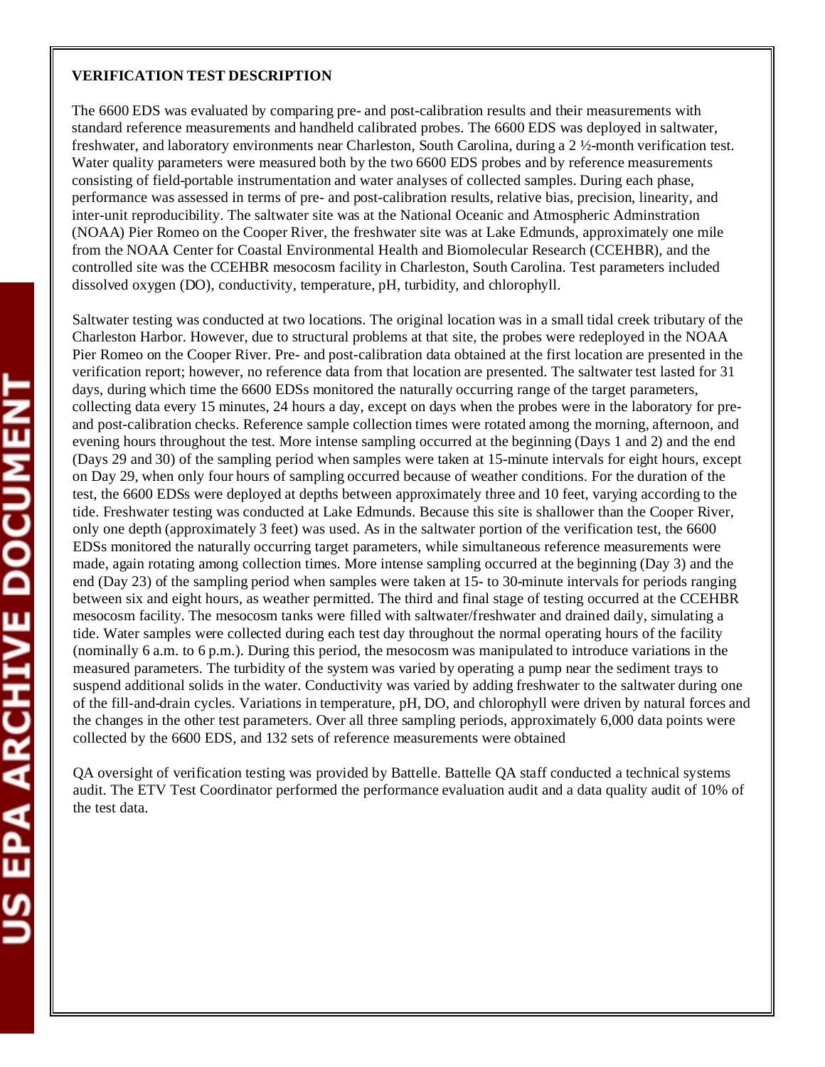**VERIFICATION TEST DESCRIPTION**

The 6600 EDS was evaluated by comparing pre- and post-calibration results and their measurements with standard reference measurements and handheld calibrated probes. The 6600 EDS was deployed in saltwater, freshwater, and laboratory environments near Charleston, South Carolina, during a 2 ½-month verification test. Water quality parameters were measured both by the two 6600 EDS probes and by reference measurements consisting of field-portable instrumentation and water analyses of collected samples. During each phase, performance was assessed in terms of pre- and post-calibration results, relative bias, precision, linearity, and inter-unit reproducibility. The saltwater site was at the National Oceanic and Atmospheric Adminstration (NOAA) Pier Romeo on the Cooper River, the freshwater site was at Lake Edmunds, approximately one mile from the NOAA Center for Coastal Environmental Health and Biomolecular Research (CCEHBR), and the controlled site was the CCEHBR mesocosm facility in Charleston, South Carolina. Test parameters included dissolved oxygen (DO), conductivity, temperature, pH, turbidity, and chlorophyll.

Saltwater testing was conducted at two locations. The original location was in a small tidal creek tributary of the Charleston Harbor. However, due to structural problems at that site, the probes were redeployed in the NOAA Pier Romeo on the Cooper River. Pre- and post-calibration data obtained at the first location are presented in the verification report; however, no reference data from that location are presented. The saltwater test lasted for 31 days, during which time the 6600 EDSs monitored the naturally occurring range of the target parameters, collecting data every 15 minutes, 24 hours a day, except on days when the probes were in the laboratory for pre- and post-calibration checks. Reference sample collection times were rotated among the morning, afternoon, and evening hours throughout the test. More intense sampling occurred at the beginning (Days 1 and 2) and the end (Days 29 and 30) of the sampling period when samples were taken at 15-minute intervals for eight hours, except on Day 29, when only four hours of sampling occurred because of weather conditions. For the duration of the test, the 6600 EDSs were deployed at depths between approximately three and 10 feet, varying according to the tide. Freshwater testing was conducted at Lake Edmunds. Because this site is shallower than the Cooper River, only one depth (approximately 3 feet) was used. As in the saltwater portion of the verification test, the 6600 EDSs monitored the naturally occurring target parameters, while simultaneous reference measurements were made, again rotating among collection times. More intense sampling occurred at the beginning (Day 3) and the end (Day 23) of the sampling period when samples were taken at 15- to 30-minute intervals for periods ranging between six and eight hours, as weather permitted. The third and final stage of testing occurred at the CCEHBR mesocosm facility. The mesocosm tanks were filled with saltwater/freshwater and drained daily, simulating a tide. Water samples were collected during each test day throughout the normal operating hours of the facility (nominally 6 a.m. to 6 p.m.). During this period, the mesocosm was manipulated to introduce variations in the measured parameters. The turbidity of the system was varied by operating a pump near the sediment trays to suspend additional solids in the water. Conductivity was varied by adding freshwater to the saltwater during one of the fill-and-drain cycles. Variations in temperature, pH, DO, and chlorophyll were driven by natural forces and the changes in the other test parameters. Over all three sampling periods, approximately 6,000 data points were collected by the 6600 EDS, and 132 sets of reference measurements were obtained

QA oversight of verification testing was provided by Battelle. Battelle QA staff conducted a technical systems audit. The ETV Test Coordinator performed the performance evaluation audit and a data quality audit of 10% of the test data.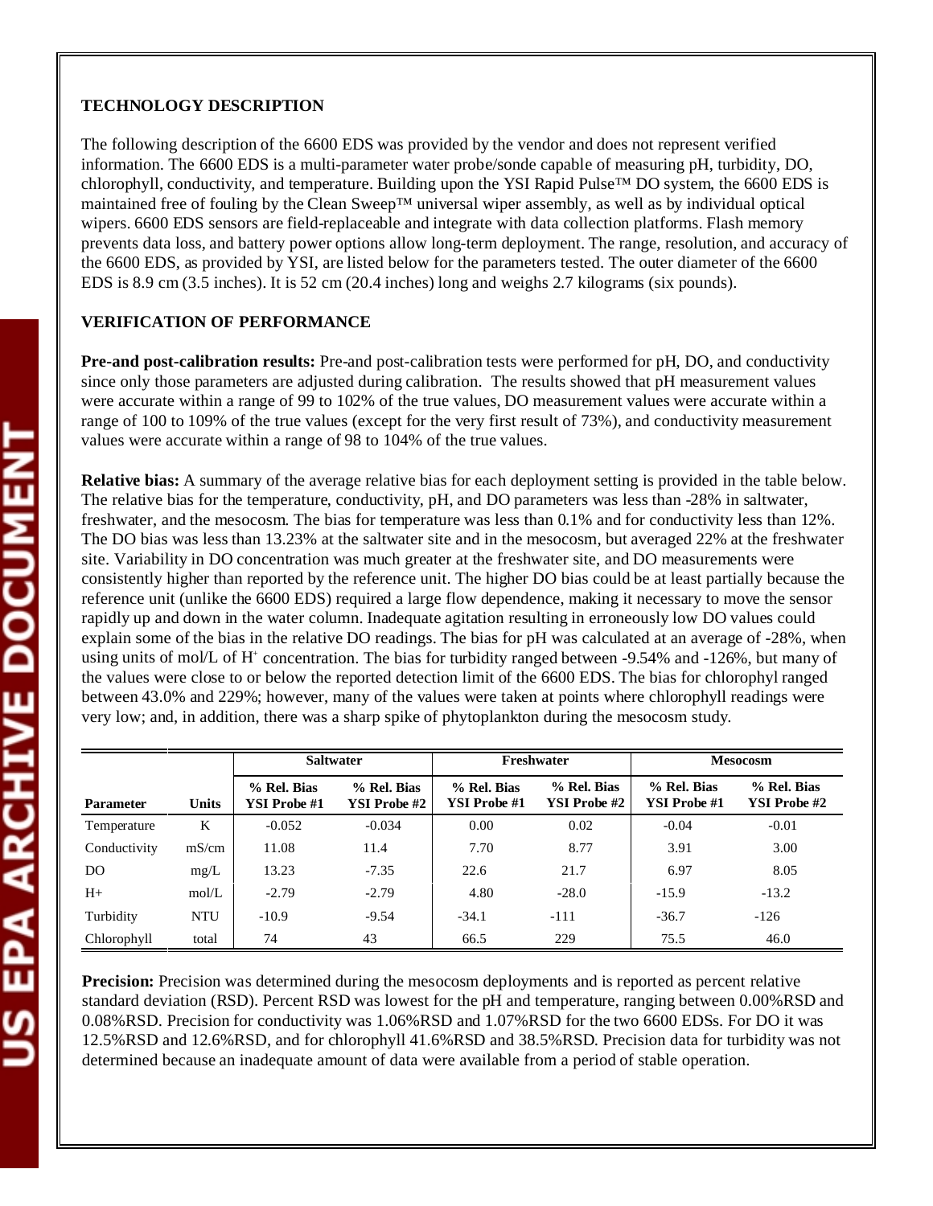## TECHNOLOGY DESCRIPTION

The following description of the 6600 EDS was provided by the vendor and does not represent verified information. The 6600 EDS is a multi-parameter water probe/sonde capable of measuring pH, turbidity, DO, chlorophyll, conductivity, and temperature. Building upon the YSI Rapid Pulse™ DO system, the 6600 EDS is maintained free of fouling by the Clean Sweep™ universal wiper assembly, as well as by individual optical wipers. 6600 EDS sensors are field-replaceable and integrate with data collection platforms. Flash memory prevents data loss, and battery power options allow long-term deployment. The range, resolution, and accuracy of the 6600 EDS, as provided by YSI, are listed below for the parameters tested. The outer diameter of the 6600 EDS is 8.9 cm (3.5 inches). It is 52 cm (20.4 inches) long and weighs 2.7 kilograms (six pounds).

## VERIFICATION OF PERFORMANCE

**Pre-and post-calibration results:** Pre-and post-calibration tests were performed for pH, DO, and conductivity since only those parameters are adjusted during calibration. The results showed that pH measurement values were accurate within a range of 99 to 102% of the true values, DO measurement values were accurate within a range of 100 to 109% of the true values (except for the very first result of 73%), and conductivity measurement values were accurate within a range of 98 to 104% of the true values.

**Relative bias:** A summary of the average relative bias for each deployment setting is provided in the table below. The relative bias for the temperature, conductivity, pH, and DO parameters was less than -28% in saltwater, freshwater, and the mesocosm. The bias for temperature was less than 0.1% and for conductivity less than 12%. The DO bias was less than 13.23% at the saltwater site and in the mesocosm, but averaged 22% at the freshwater site. Variability in DO concentration was much greater at the freshwater site, and DO measurements were consistently higher than reported by the reference unit. The higher DO bias could be at least partially because the reference unit (unlike the 6600 EDS) required a large flow dependence, making it necessary to move the sensor rapidly up and down in the water column. Inadequate agitation resulting in erroneously low DO values could explain some of the bias in the relative DO readings. The bias for pH was calculated at an average of -28%, when using units of mol/L of $H^+$ concentration. The bias for turbidity ranged between -9.54% and -126%, but many of the values were close to or below the reported detection limit of the 6600 EDS. The bias for chlorophyl ranged between 43.0% and 229%; however, many of the values were taken at points where chlorophyll readings were very low; and, in addition, there was a sharp spike of phytoplankton during the mesocosm study.

| | | Saltwater | | Freshwater | | Mesocosm | |
|---|---|---|---|---|---|---|---|
| **Parameter** | **Units** | **% Rel. Bias YSI Probe #1** | **% Rel. Bias YSI Probe #2** | **% Rel. Bias YSI Probe #1** | **% Rel. Bias YSI Probe #2** | **% Rel. Bias YSI Probe #1** | **% Rel. Bias YSI Probe #2** |
| Temperature | K | -0.052 | -0.034 | 0.00 | 0.02 | -0.04 | -0.01 |
| Conductivity | mS/cm | 11.08 | 11.4 | 7.70 | 8.77 | 3.91 | 3.00 |
| DO | mg/L | 13.23 | -7.35 | 22.6 | 21.7 | 6.97 | 8.05 |
| H+ | mol/L | -2.79 | -2.79 | 4.80 | -28.0 | -15.9 | -13.2 |
| Turbidity | NTU | -10.9 | -9.54 | -34.1 | -111 | -36.7 | -126 |
| Chlorophyll | total | 74 | 43 | 66.5 | 229 | 75.5 | 46.0 |

**Precision:** Precision was determined during the mesocosm deployments and is reported as percent relative standard deviation (RSD). Percent RSD was lowest for the pH and temperature, ranging between 0.00%RSD and 0.08%RSD. Precision for conductivity was 1.06%RSD and 1.07%RSD for the two 6600 EDSs. For DO it was 12.5%RSD and 12.6%RSD, and for chlorophyll 41.6%RSD and 38.5%RSD. Precision data for turbidity was not determined because an inadequate amount of data were available from a period of stable operation.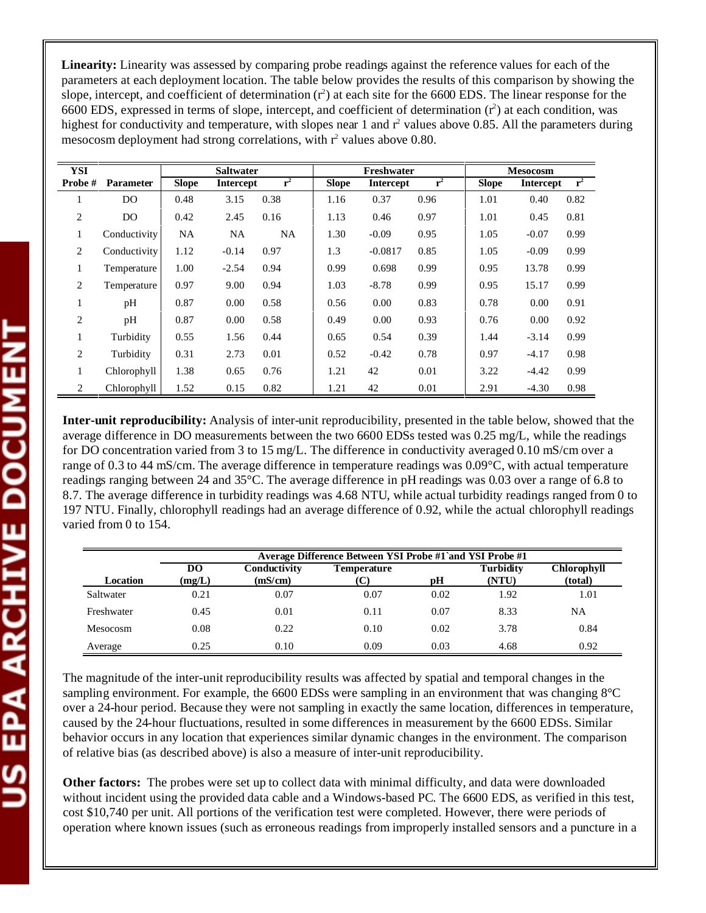**Linearity:** Linearity was assessed by comparing probe readings against the reference values for each of the parameters at each deployment location. The table below provides the results of this comparison by showing the slope, intercept, and coefficient of determination ($r^2$) at each site for the 6600 EDS. The linear response for the 6600 EDS, expressed in terms of slope, intercept, and coefficient of determination ($r^2$) at each condition, was highest for conductivity and temperature, with slopes near 1 and $r^2$ values above 0.85. All the parameters during mesocosm deployment had strong correlations, with $r^2$ values above 0.80.

| YSI Probe # | Parameter | Saltwater | | | Freshwater | | | Mesocosm | | |
|---|---|---|---|---|---|---|---|---|---|---|
| | | Slope | Intercept | $r^2$ | Slope | Intercept | $r^2$ | Slope | Intercept | $r^2$ |
| 1 | DO | 0.48 | 3.15 | 0.38 | 1.16 | 0.37 | 0.96 | 1.01 | 0.40 | 0.82 |
| 2 | DO | 0.42 | 2.45 | 0.16 | 1.13 | 0.46 | 0.97 | 1.01 | 0.45 | 0.81 |
| 1 | Conductivity | NA | NA | NA | 1.30 | -0.09 | 0.95 | 1.05 | -0.07 | 0.99 |
| 2 | Conductivity | 1.12 | -0.14 | 0.97 | 1.3 | -0.0817 | 0.85 | 1.05 | -0.09 | 0.99 |
| 1 | Temperature | 1.00 | -2.54 | 0.94 | 0.99 | 0.698 | 0.99 | 0.95 | 13.78 | 0.99 |
| 2 | Temperature | 0.97 | 9.00 | 0.94 | 1.03 | -8.78 | 0.99 | 0.95 | 15.17 | 0.99 |
| 1 | pH | 0.87 | 0.00 | 0.58 | 0.56 | 0.00 | 0.83 | 0.78 | 0.00 | 0.91 |
| 2 | pH | 0.87 | 0.00 | 0.58 | 0.49 | 0.00 | 0.93 | 0.76 | 0.00 | 0.92 |
| 1 | Turbidity | 0.55 | 1.56 | 0.44 | 0.65 | 0.54 | 0.39 | 1.44 | -3.14 | 0.99 |
| 2 | Turbidity | 0.31 | 2.73 | 0.01 | 0.52 | -0.42 | 0.78 | 0.97 | -4.17 | 0.98 |
| 1 | Chlorophyll | 1.38 | 0.65 | 0.76 | 1.21 | 42 | 0.01 | 3.22 | -4.42 | 0.99 |
| 2 | Chlorophyll | 1.52 | 0.15 | 0.82 | 1.21 | 42 | 0.01 | 2.91 | -4.30 | 0.98 |

**Inter-unit reproducibility:** Analysis of inter-unit reproducibility, presented in the table below, showed that the average difference in DO measurements between the two 6600 EDSs tested was 0.25 mg/L, while the readings for DO concentration varied from 3 to 15 mg/L. The difference in conductivity averaged 0.10 mS/cm over a range of 0.3 to 44 mS/cm. The average difference in temperature readings was 0.09°C, with actual temperature readings ranging between 24 and 35°C. The average difference in pH readings was 0.03 over a range of 6.8 to 8.7. The average difference in turbidity readings was 4.68 NTU, while actual turbidity readings ranged from 0 to 197 NTU. Finally, chlorophyll readings had an average difference of 0.92, while the actual chlorophyll readings varied from 0 to 154.

| | Average Difference Between YSI Probe #1`and YSI Probe #1 | | | | | |
|---|---|---|---|---|---|---|
| Location | DO (mg/L) | Conductivity (mS/cm) | Temperature (C) | pH | Turbidity (NTU) | Chlorophyll (total) |
| Saltwater | 0.21 | 0.07 | 0.07 | 0.02 | 1.92 | 1.01 |
| Freshwater | 0.45 | 0.01 | 0.11 | 0.07 | 8.33 | NA |
| Mesocosm | 0.08 | 0.22 | 0.10 | 0.02 | 3.78 | 0.84 |
| Average | 0.25 | 0.10 | 0.09 | 0.03 | 4.68 | 0.92 |

The magnitude of the inter-unit reproducibility results was affected by spatial and temporal changes in the sampling environment. For example, the 6600 EDSs were sampling in an environment that was changing 8°C over a 24-hour period. Because they were not sampling in exactly the same location, differences in temperature, caused by the 24-hour fluctuations, resulted in some differences in measurement by the 6600 EDSs. Similar behavior occurs in any location that experiences similar dynamic changes in the environment. The comparison of relative bias (as described above) is also a measure of inter-unit reproducibility.

**Other factors:** The probes were set up to collect data with minimal difficulty, and data were downloaded without incident using the provided data cable and a Windows-based PC. The 6600 EDS, as verified in this test, cost $10,740 per unit. All portions of the verification test were completed. However, there were periods of operation where known issues (such as erroneous readings from improperly installed sensors and a puncture in a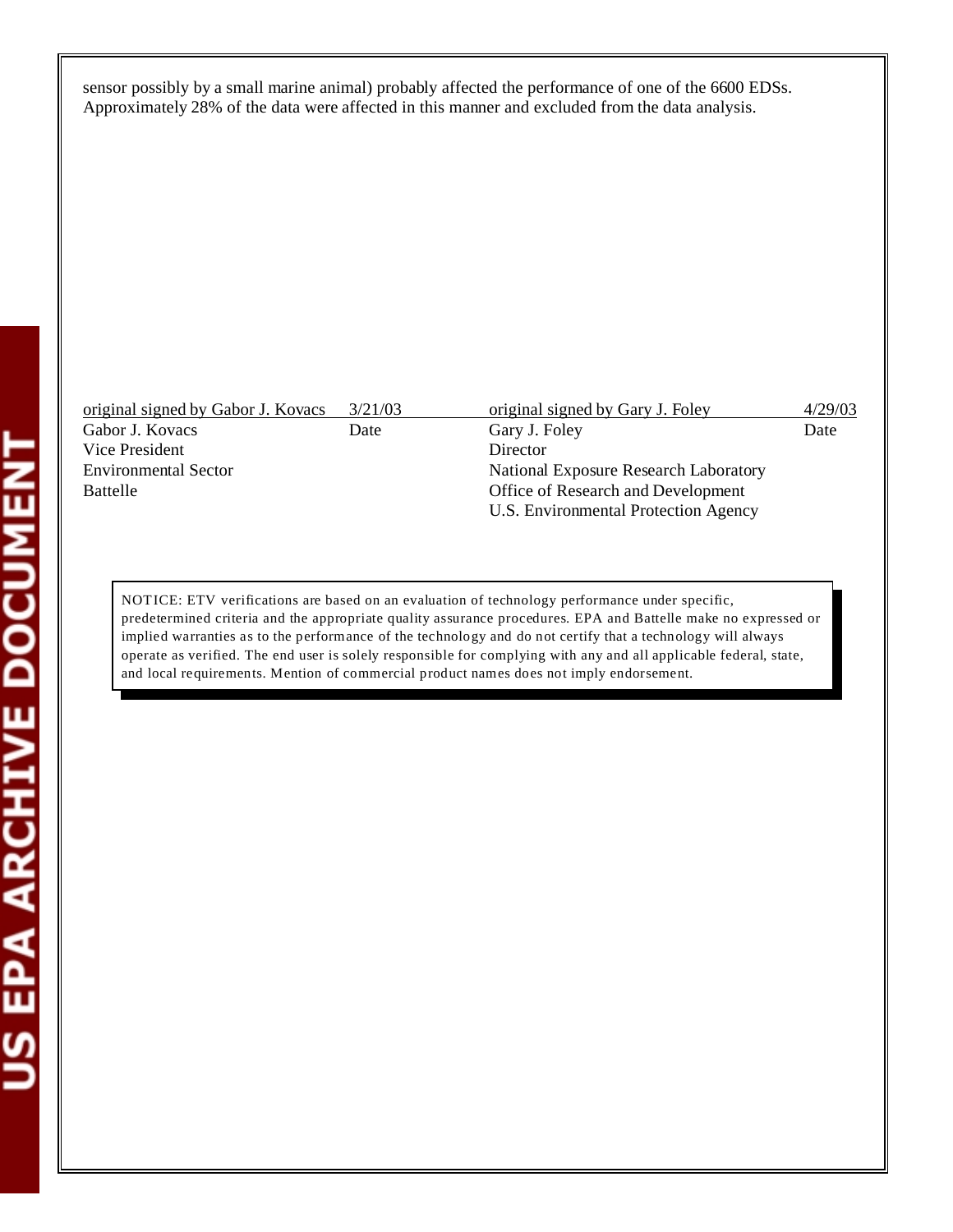sensor possibly by a small marine animal) probably affected the performance of one of the 6600 EDSs. Approximately 28% of the data were affected in this manner and excluded from the data analysis.

| | | | |
|---|---|---|---|
| original signed by Gabor J. Kovacs | 3/21/03 | original signed by Gary J. Foley | 4/29/03 |
| Gabor J. Kovacs | Date | Gary J. Foley | Date |
| Vice President | | Director | |
| Environmental Sector | | National Exposure Research Laboratory | |
| Battelle | | Office of Research and Development | |
| | | U.S. Environmental Protection Agency | |

NOTICE: ETV verifications are based on an evaluation of technology performance under specific, predetermined criteria and the appropriate quality assurance procedures. EPA and Battelle make no expressed or implied warranties as to the performance of the technology and do not certify that a technology will always operate as verified. The end user is solely responsible for complying with any and all applicable federal, state, and local requirements. Mention of commercial product names does not imply endorsement.